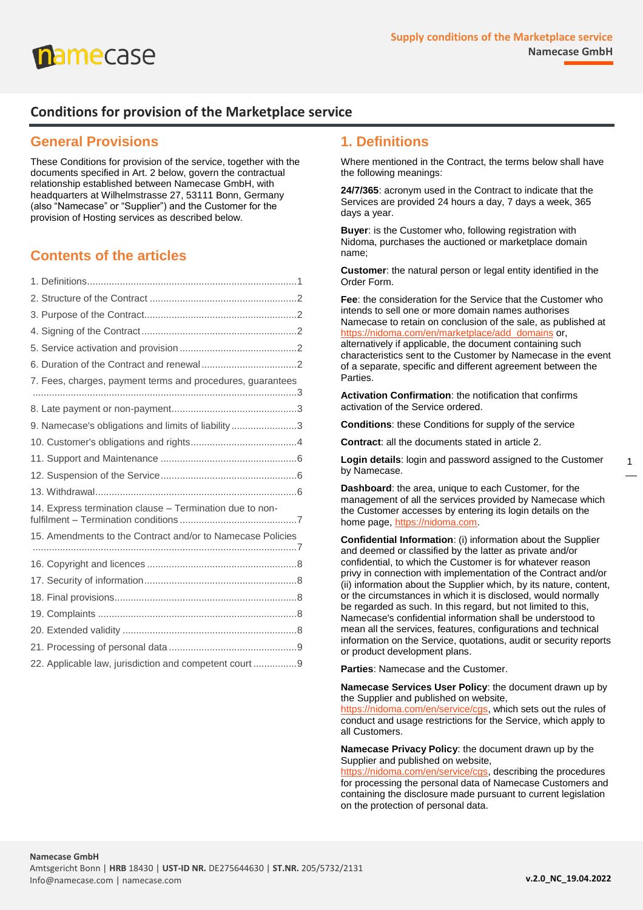# Conditions for provision of the Marketplace service

## General Provisions

These Conditions for provision of the service, together with the documents specified in Art. 2 below, govern the contractual relationship established between Namecase GmbH, with headquarters at Wilhelmstrasse 27, 53111 Bonn, Germany (also "Namecase" or "Supplier") and the Customer for the provision of Hosting services as described below.

## Contents of the articles

1. Definitions....1
2. Structure of the Contract....2
3. Purpose of the Contract....2
4. Signing of the Contract....2
5. Service activation and provision....2
6. Duration of the Contract and renewal....2
7. Fees, charges, payment terms and procedures, guarantees....3
8. Late payment or non-payment....3
9. Namecase's obligations and limits of liability....3
10. Customer's obligations and rights....4
11. Support and Maintenance....6
12. Suspension of the Service....6
13. Withdrawal....6
14. Express termination clause – Termination due to non-fulfilment – Termination conditions....7
15. Amendments to the Contract and/or to Namecase Policies....7
16. Copyright and licences....8
17. Security of information....8
18. Final provisions....8
19. Complaints....8
20. Extended validity....8
21. Processing of personal data....9
22. Applicable law, jurisdiction and competent court....9

## 1. Definitions

Where mentioned in the Contract, the terms below shall have the following meanings:

**24/7/365**: acronym used in the Contract to indicate that the Services are provided 24 hours a day, 7 days a week, 365 days a year.

**Buyer**: is the Customer who, following registration with Nidoma, purchases the auctioned or marketplace domain name;

**Customer**: the natural person or legal entity identified in the Order Form.

**Fee**: the consideration for the Service that the Customer who intends to sell one or more domain names authorises Namecase to retain on conclusion of the sale, as published at https://nidoma.com/en/marketplace/add_domains or, alternatively if applicable, the document containing such characteristics sent to the Customer by Namecase in the event of a separate, specific and different agreement between the Parties.

**Activation Confirmation**: the notification that confirms activation of the Service ordered.

**Conditions**: these Conditions for supply of the service

**Contract**: all the documents stated in article 2.

**Login details**: login and password assigned to the Customer by Namecase.

**Dashboard**: the area, unique to each Customer, for the management of all the services provided by Namecase which the Customer accesses by entering its login details on the home page, https://nidoma.com.

**Confidential Information**: (i) information about the Supplier and deemed or classified by the latter as private and/or confidential, to which the Customer is for whatever reason privy in connection with implementation of the Contract and/or (ii) information about the Supplier which, by its nature, content, or the circumstances in which it is disclosed, would normally be regarded as such. In this regard, but not limited to this, Namecase's confidential information shall be understood to mean all the services, features, configurations and technical information on the Service, quotations, audit or security reports or product development plans.

**Parties**: Namecase and the Customer.

**Namecase Services User Policy**: the document drawn up by the Supplier and published on website, https://nidoma.com/en/service/cgs, which sets out the rules of conduct and usage restrictions for the Service, which apply to all Customers.

**Namecase Privacy Policy**: the document drawn up by the Supplier and published on website, https://nidoma.com/en/service/cgs, describing the procedures for processing the personal data of Namecase Customers and containing the disclosure made pursuant to current legislation on the protection of personal data.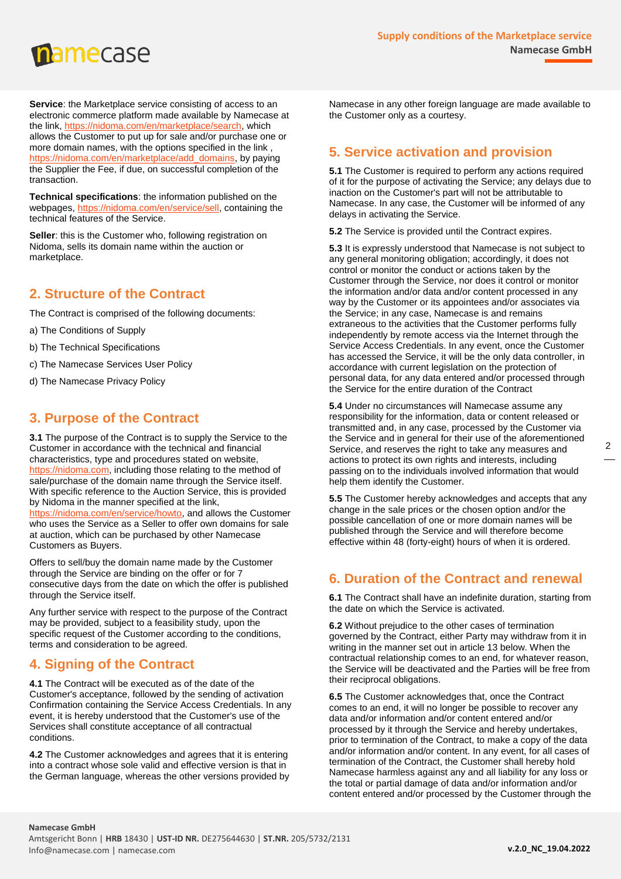**Service**: the Marketplace service consisting of access to an electronic commerce platform made available by Namecase at the link, https://nidoma.com/en/marketplace/search, which allows the Customer to put up for sale and/or purchase one or more domain names, with the options specified in the link , https://nidoma.com/en/marketplace/add_domains, by paying the Supplier the Fee, if due, on successful completion of the transaction.

**Technical specifications**: the information published on the webpages, https://nidoma.com/en/service/sell, containing the technical features of the Service.

**Seller**: this is the Customer who, following registration on Nidoma, sells its domain name within the auction or marketplace.

## 2. Structure of the Contract

The Contract is comprised of the following documents:

a) The Conditions of Supply

b) The Technical Specifications

c) The Namecase Services User Policy

d) The Namecase Privacy Policy

## 3. Purpose of the Contract

**3.1** The purpose of the Contract is to supply the Service to the Customer in accordance with the technical and financial characteristics, type and procedures stated on website, https://nidoma.com, including those relating to the method of sale/purchase of the domain name through the Service itself. With specific reference to the Auction Service, this is provided by Nidoma in the manner specified at the link, https://nidoma.com/en/service/howto, and allows the Customer who uses the Service as a Seller to offer own domains for sale at auction, which can be purchased by other Namecase Customers as Buyers.

Offers to sell/buy the domain name made by the Customer through the Service are binding on the offer or for 7 consecutive days from the date on which the offer is published through the Service itself.

Any further service with respect to the purpose of the Contract may be provided, subject to a feasibility study, upon the specific request of the Customer according to the conditions, terms and consideration to be agreed.

## 4. Signing of the Contract

**4.1** The Contract will be executed as of the date of the Customer's acceptance, followed by the sending of activation Confirmation containing the Service Access Credentials. In any event, it is hereby understood that the Customer's use of the Services shall constitute acceptance of all contractual conditions.

**4.2** The Customer acknowledges and agrees that it is entering into a contract whose sole valid and effective version is that in the German language, whereas the other versions provided by Namecase in any other foreign language are made available to the Customer only as a courtesy.

## 5. Service activation and provision

**5.1** The Customer is required to perform any actions required of it for the purpose of activating the Service; any delays due to inaction on the Customer's part will not be attributable to Namecase. In any case, the Customer will be informed of any delays in activating the Service.

**5.2** The Service is provided until the Contract expires.

**5.3** It is expressly understood that Namecase is not subject to any general monitoring obligation; accordingly, it does not control or monitor the conduct or actions taken by the Customer through the Service, nor does it control or monitor the information and/or data and/or content processed in any way by the Customer or its appointees and/or associates via the Service; in any case, Namecase is and remains extraneous to the activities that the Customer performs fully independently by remote access via the Internet through the Service Access Credentials. In any event, once the Customer has accessed the Service, it will be the only data controller, in accordance with current legislation on the protection of personal data, for any data entered and/or processed through the Service for the entire duration of the Contract

**5.4** Under no circumstances will Namecase assume any responsibility for the information, data or content released or transmitted and, in any case, processed by the Customer via the Service and in general for their use of the aforementioned Service, and reserves the right to take any measures and actions to protect its own rights and interests, including passing on to the individuals involved information that would help them identify the Customer.

**5.5** The Customer hereby acknowledges and accepts that any change in the sale prices or the chosen option and/or the possible cancellation of one or more domain names will be published through the Service and will therefore become effective within 48 (forty-eight) hours of when it is ordered.

## 6. Duration of the Contract and renewal

**6.1** The Contract shall have an indefinite duration, starting from the date on which the Service is activated.

**6.2** Without prejudice to the other cases of termination governed by the Contract, either Party may withdraw from it in writing in the manner set out in article 13 below. When the contractual relationship comes to an end, for whatever reason, the Service will be deactivated and the Parties will be free from their reciprocal obligations.

**6.5** The Customer acknowledges that, once the Contract comes to an end, it will no longer be possible to recover any data and/or information and/or content entered and/or processed by it through the Service and hereby undertakes, prior to termination of the Contract, to make a copy of the data and/or information and/or content. In any event, for all cases of termination of the Contract, the Customer shall hereby hold Namecase harmless against any and all liability for any loss or the total or partial damage of data and/or information and/or content entered and/or processed by the Customer through the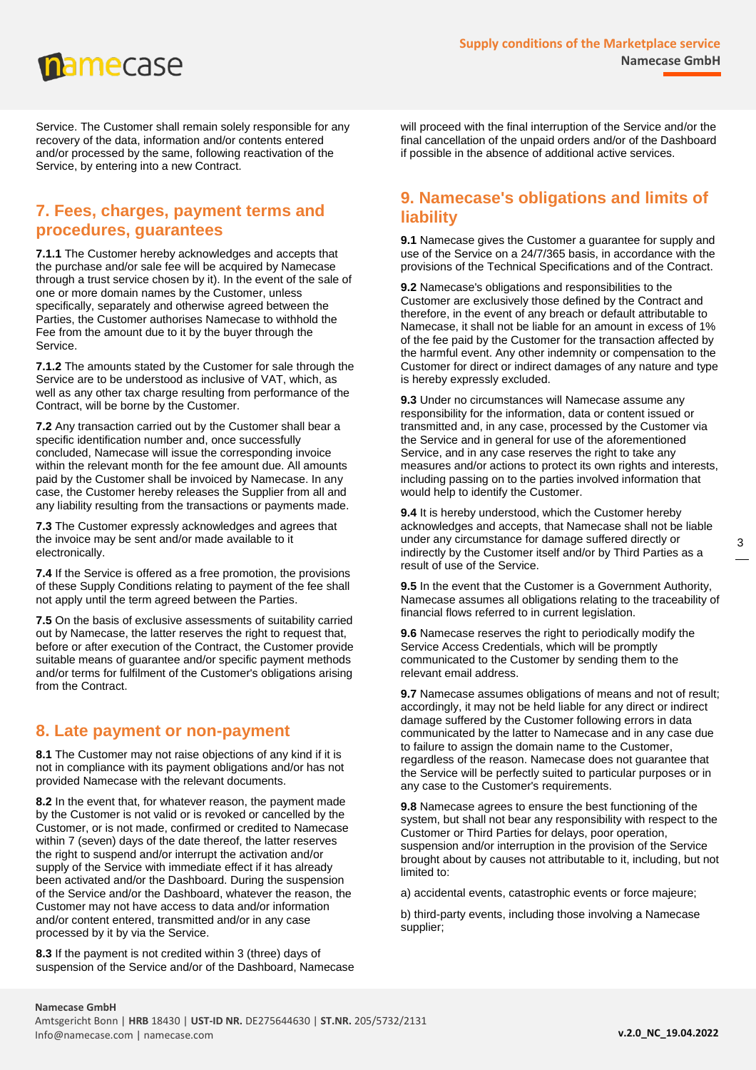Service. The Customer shall remain solely responsible for any recovery of the data, information and/or contents entered and/or processed by the same, following reactivation of the Service, by entering into a new Contract.

## 7. Fees, charges, payment terms and procedures, guarantees

**7.1.1** The Customer hereby acknowledges and accepts that the purchase and/or sale fee will be acquired by Namecase through a trust service chosen by it). In the event of the sale of one or more domain names by the Customer, unless specifically, separately and otherwise agreed between the Parties, the Customer authorises Namecase to withhold the Fee from the amount due to it by the buyer through the Service.

**7.1.2** The amounts stated by the Customer for sale through the Service are to be understood as inclusive of VAT, which, as well as any other tax charge resulting from performance of the Contract, will be borne by the Customer.

**7.2** Any transaction carried out by the Customer shall bear a specific identification number and, once successfully concluded, Namecase will issue the corresponding invoice within the relevant month for the fee amount due. All amounts paid by the Customer shall be invoiced by Namecase. In any case, the Customer hereby releases the Supplier from all and any liability resulting from the transactions or payments made.

**7.3** The Customer expressly acknowledges and agrees that the invoice may be sent and/or made available to it electronically.

**7.4** If the Service is offered as a free promotion, the provisions of these Supply Conditions relating to payment of the fee shall not apply until the term agreed between the Parties.

**7.5** On the basis of exclusive assessments of suitability carried out by Namecase, the latter reserves the right to request that, before or after execution of the Contract, the Customer provide suitable means of guarantee and/or specific payment methods and/or terms for fulfilment of the Customer's obligations arising from the Contract.

## 8. Late payment or non-payment

**8.1** The Customer may not raise objections of any kind if it is not in compliance with its payment obligations and/or has not provided Namecase with the relevant documents.

**8.2** In the event that, for whatever reason, the payment made by the Customer is not valid or is revoked or cancelled by the Customer, or is not made, confirmed or credited to Namecase within 7 (seven) days of the date thereof, the latter reserves the right to suspend and/or interrupt the activation and/or supply of the Service with immediate effect if it has already been activated and/or the Dashboard. During the suspension of the Service and/or the Dashboard, whatever the reason, the Customer may not have access to data and/or information and/or content entered, transmitted and/or in any case processed by it by via the Service.

**8.3** If the payment is not credited within 3 (three) days of suspension of the Service and/or of the Dashboard, Namecase will proceed with the final interruption of the Service and/or the final cancellation of the unpaid orders and/or of the Dashboard if possible in the absence of additional active services.

## 9. Namecase's obligations and limits of liability

**9.1** Namecase gives the Customer a guarantee for supply and use of the Service on a 24/7/365 basis, in accordance with the provisions of the Technical Specifications and of the Contract.

**9.2** Namecase's obligations and responsibilities to the Customer are exclusively those defined by the Contract and therefore, in the event of any breach or default attributable to Namecase, it shall not be liable for an amount in excess of 1% of the fee paid by the Customer for the transaction affected by the harmful event. Any other indemnity or compensation to the Customer for direct or indirect damages of any nature and type is hereby expressly excluded.

**9.3** Under no circumstances will Namecase assume any responsibility for the information, data or content issued or transmitted and, in any case, processed by the Customer via the Service and in general for use of the aforementioned Service, and in any case reserves the right to take any measures and/or actions to protect its own rights and interests, including passing on to the parties involved information that would help to identify the Customer.

**9.4** It is hereby understood, which the Customer hereby acknowledges and accepts, that Namecase shall not be liable under any circumstance for damage suffered directly or indirectly by the Customer itself and/or by Third Parties as a result of use of the Service.

**9.5** In the event that the Customer is a Government Authority, Namecase assumes all obligations relating to the traceability of financial flows referred to in current legislation.

**9.6** Namecase reserves the right to periodically modify the Service Access Credentials, which will be promptly communicated to the Customer by sending them to the relevant email address.

**9.7** Namecase assumes obligations of means and not of result; accordingly, it may not be held liable for any direct or indirect damage suffered by the Customer following errors in data communicated by the latter to Namecase and in any case due to failure to assign the domain name to the Customer, regardless of the reason. Namecase does not guarantee that the Service will be perfectly suited to particular purposes or in any case to the Customer's requirements.

**9.8** Namecase agrees to ensure the best functioning of the system, but shall not bear any responsibility with respect to the Customer or Third Parties for delays, poor operation, suspension and/or interruption in the provision of the Service brought about by causes not attributable to it, including, but not limited to:

a) accidental events, catastrophic events or force majeure;

b) third-party events, including those involving a Namecase supplier;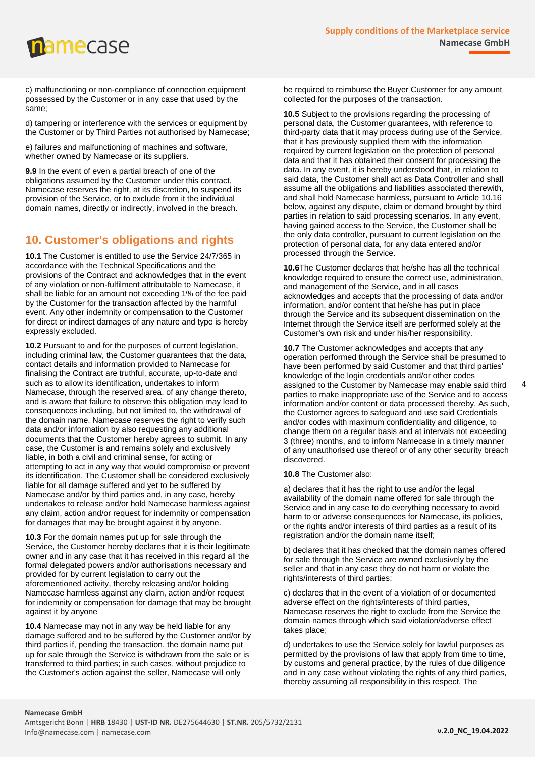c) malfunctioning or non-compliance of connection equipment possessed by the Customer or in any case that used by the same;

d) tampering or interference with the services or equipment by the Customer or by Third Parties not authorised by Namecase;

e) failures and malfunctioning of machines and software, whether owned by Namecase or its suppliers.

**9.9** In the event of even a partial breach of one of the obligations assumed by the Customer under this contract, Namecase reserves the right, at its discretion, to suspend its provision of the Service, or to exclude from it the individual domain names, directly or indirectly, involved in the breach.

## 10. Customer's obligations and rights

**10.1** The Customer is entitled to use the Service 24/7/365 in accordance with the Technical Specifications and the provisions of the Contract and acknowledges that in the event of any violation or non-fulfilment attributable to Namecase, it shall be liable for an amount not exceeding 1% of the fee paid by the Customer for the transaction affected by the harmful event. Any other indemnity or compensation to the Customer for direct or indirect damages of any nature and type is hereby expressly excluded.

**10.2** Pursuant to and for the purposes of current legislation, including criminal law, the Customer guarantees that the data, contact details and information provided to Namecase for finalising the Contract are truthful, accurate, up-to-date and such as to allow its identification, undertakes to inform Namecase, through the reserved area, of any change thereto, and is aware that failure to observe this obligation may lead to consequences including, but not limited to, the withdrawal of the domain name. Namecase reserves the right to verify such data and/or information by also requesting any additional documents that the Customer hereby agrees to submit. In any case, the Customer is and remains solely and exclusively liable, in both a civil and criminal sense, for acting or attempting to act in any way that would compromise or prevent its identification. The Customer shall be considered exclusively liable for all damage suffered and yet to be suffered by Namecase and/or by third parties and, in any case, hereby undertakes to release and/or hold Namecase harmless against any claim, action and/or request for indemnity or compensation for damages that may be brought against it by anyone.

**10.3** For the domain names put up for sale through the Service, the Customer hereby declares that it is their legitimate owner and in any case that it has received in this regard all the formal delegated powers and/or authorisations necessary and provided for by current legislation to carry out the aforementioned activity, thereby releasing and/or holding Namecase harmless against any claim, action and/or request for indemnity or compensation for damage that may be brought against it by anyone

**10.4** Namecase may not in any way be held liable for any damage suffered and to be suffered by the Customer and/or by third parties if, pending the transaction, the domain name put up for sale through the Service is withdrawn from the sale or is transferred to third parties; in such cases, without prejudice to the Customer's action against the seller, Namecase will only be required to reimburse the Buyer Customer for any amount collected for the purposes of the transaction.

**10.5** Subject to the provisions regarding the processing of personal data, the Customer guarantees, with reference to third-party data that it may process during use of the Service, that it has previously supplied them with the information required by current legislation on the protection of personal data and that it has obtained their consent for processing the data. In any event, it is hereby understood that, in relation to said data, the Customer shall act as Data Controller and shall assume all the obligations and liabilities associated therewith, and shall hold Namecase harmless, pursuant to Article 10.16 below, against any dispute, claim or demand brought by third parties in relation to said processing scenarios. In any event, having gained access to the Service, the Customer shall be the only data controller, pursuant to current legislation on the protection of personal data, for any data entered and/or processed through the Service.

**10.6**The Customer declares that he/she has all the technical knowledge required to ensure the correct use, administration, and management of the Service, and in all cases acknowledges and accepts that the processing of data and/or information, and/or content that he/she has put in place through the Service and its subsequent dissemination on the Internet through the Service itself are performed solely at the Customer's own risk and under his/her responsibility.

**10.7** The Customer acknowledges and accepts that any operation performed through the Service shall be presumed to have been performed by said Customer and that third parties' knowledge of the login credentials and/or other codes assigned to the Customer by Namecase may enable said third parties to make inappropriate use of the Service and to access information and/or content or data processed thereby. As such, the Customer agrees to safeguard and use said Credentials and/or codes with maximum confidentiality and diligence, to change them on a regular basis and at intervals not exceeding 3 (three) months, and to inform Namecase in a timely manner of any unauthorised use thereof or of any other security breach discovered.

**10.8** The Customer also:

a) declares that it has the right to use and/or the legal availability of the domain name offered for sale through the Service and in any case to do everything necessary to avoid harm to or adverse consequences for Namecase, its policies, or the rights and/or interests of third parties as a result of its registration and/or the domain name itself;

b) declares that it has checked that the domain names offered for sale through the Service are owned exclusively by the seller and that in any case they do not harm or violate the rights/interests of third parties;

c) declares that in the event of a violation of or documented adverse effect on the rights/interests of third parties, Namecase reserves the right to exclude from the Service the domain names through which said violation/adverse effect takes place;

d) undertakes to use the Service solely for lawful purposes as permitted by the provisions of law that apply from time to time, by customs and general practice, by the rules of due diligence and in any case without violating the rights of any third parties, thereby assuming all responsibility in this respect. The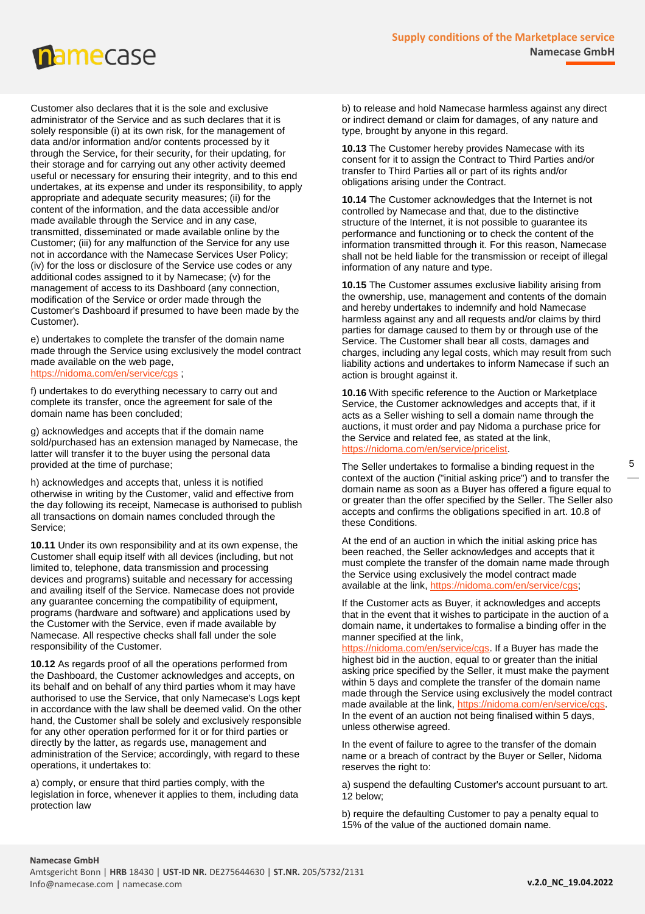Customer also declares that it is the sole and exclusive administrator of the Service and as such declares that it is solely responsible (i) at its own risk, for the management of data and/or information and/or contents processed by it through the Service, for their security, for their updating, for their storage and for carrying out any other activity deemed useful or necessary for ensuring their integrity, and to this end undertakes, at its expense and under its responsibility, to apply appropriate and adequate security measures; (ii) for the content of the information, and the data accessible and/or made available through the Service and in any case, transmitted, disseminated or made available online by the Customer; (iii) for any malfunction of the Service for any use not in accordance with the Namecase Services User Policy; (iv) for the loss or disclosure of the Service use codes or any additional codes assigned to it by Namecase; (v) for the management of access to its Dashboard (any connection, modification of the Service or order made through the Customer's Dashboard if presumed to have been made by the Customer).

e) undertakes to complete the transfer of the domain name made through the Service using exclusively the model contract made available on the web page, https://nidoma.com/en/service/cgs ;

f) undertakes to do everything necessary to carry out and complete its transfer, once the agreement for sale of the domain name has been concluded;

g) acknowledges and accepts that if the domain name sold/purchased has an extension managed by Namecase, the latter will transfer it to the buyer using the personal data provided at the time of purchase;

h) acknowledges and accepts that, unless it is notified otherwise in writing by the Customer, valid and effective from the day following its receipt, Namecase is authorised to publish all transactions on domain names concluded through the Service;

**10.11** Under its own responsibility and at its own expense, the Customer shall equip itself with all devices (including, but not limited to, telephone, data transmission and processing devices and programs) suitable and necessary for accessing and availing itself of the Service. Namecase does not provide any guarantee concerning the compatibility of equipment, programs (hardware and software) and applications used by the Customer with the Service, even if made available by Namecase. All respective checks shall fall under the sole responsibility of the Customer.

**10.12** As regards proof of all the operations performed from the Dashboard, the Customer acknowledges and accepts, on its behalf and on behalf of any third parties whom it may have authorised to use the Service, that only Namecase's Logs kept in accordance with the law shall be deemed valid. On the other hand, the Customer shall be solely and exclusively responsible for any other operation performed for it or for third parties or directly by the latter, as regards use, management and administration of the Service; accordingly, with regard to these operations, it undertakes to:

a) comply, or ensure that third parties comply, with the legislation in force, whenever it applies to them, including data protection law

b) to release and hold Namecase harmless against any direct or indirect demand or claim for damages, of any nature and type, brought by anyone in this regard.

**10.13** The Customer hereby provides Namecase with its consent for it to assign the Contract to Third Parties and/or transfer to Third Parties all or part of its rights and/or obligations arising under the Contract.

**10.14** The Customer acknowledges that the Internet is not controlled by Namecase and that, due to the distinctive structure of the Internet, it is not possible to guarantee its performance and functioning or to check the content of the information transmitted through it. For this reason, Namecase shall not be held liable for the transmission or receipt of illegal information of any nature and type.

**10.15** The Customer assumes exclusive liability arising from the ownership, use, management and contents of the domain and hereby undertakes to indemnify and hold Namecase harmless against any and all requests and/or claims by third parties for damage caused to them by or through use of the Service. The Customer shall bear all costs, damages and charges, including any legal costs, which may result from such liability actions and undertakes to inform Namecase if such an action is brought against it.

**10.16** With specific reference to the Auction or Marketplace Service, the Customer acknowledges and accepts that, if it acts as a Seller wishing to sell a domain name through the auctions, it must order and pay Nidoma a purchase price for the Service and related fee, as stated at the link, https://nidoma.com/en/service/pricelist.

The Seller undertakes to formalise a binding request in the context of the auction ("initial asking price") and to transfer the domain name as soon as a Buyer has offered a figure equal to or greater than the offer specified by the Seller. The Seller also accepts and confirms the obligations specified in art. 10.8 of these Conditions.

At the end of an auction in which the initial asking price has been reached, the Seller acknowledges and accepts that it must complete the transfer of the domain name made through the Service using exclusively the model contract made available at the link, https://nidoma.com/en/service/cgs;

If the Customer acts as Buyer, it acknowledges and accepts that in the event that it wishes to participate in the auction of a domain name, it undertakes to formalise a binding offer in the manner specified at the link, https://nidoma.com/en/service/cgs. If a Buyer has made the highest bid in the auction, equal to or greater than the initial asking price specified by the Seller, it must make the payment within 5 days and complete the transfer of the domain name made through the Service using exclusively the model contract made available at the link, https://nidoma.com/en/service/cgs. In the event of an auction not being finalised within 5 days, unless otherwise agreed.

In the event of failure to agree to the transfer of the domain name or a breach of contract by the Buyer or Seller, Nidoma reserves the right to:

a) suspend the defaulting Customer's account pursuant to art. 12 below;

b) require the defaulting Customer to pay a penalty equal to 15% of the value of the auctioned domain name.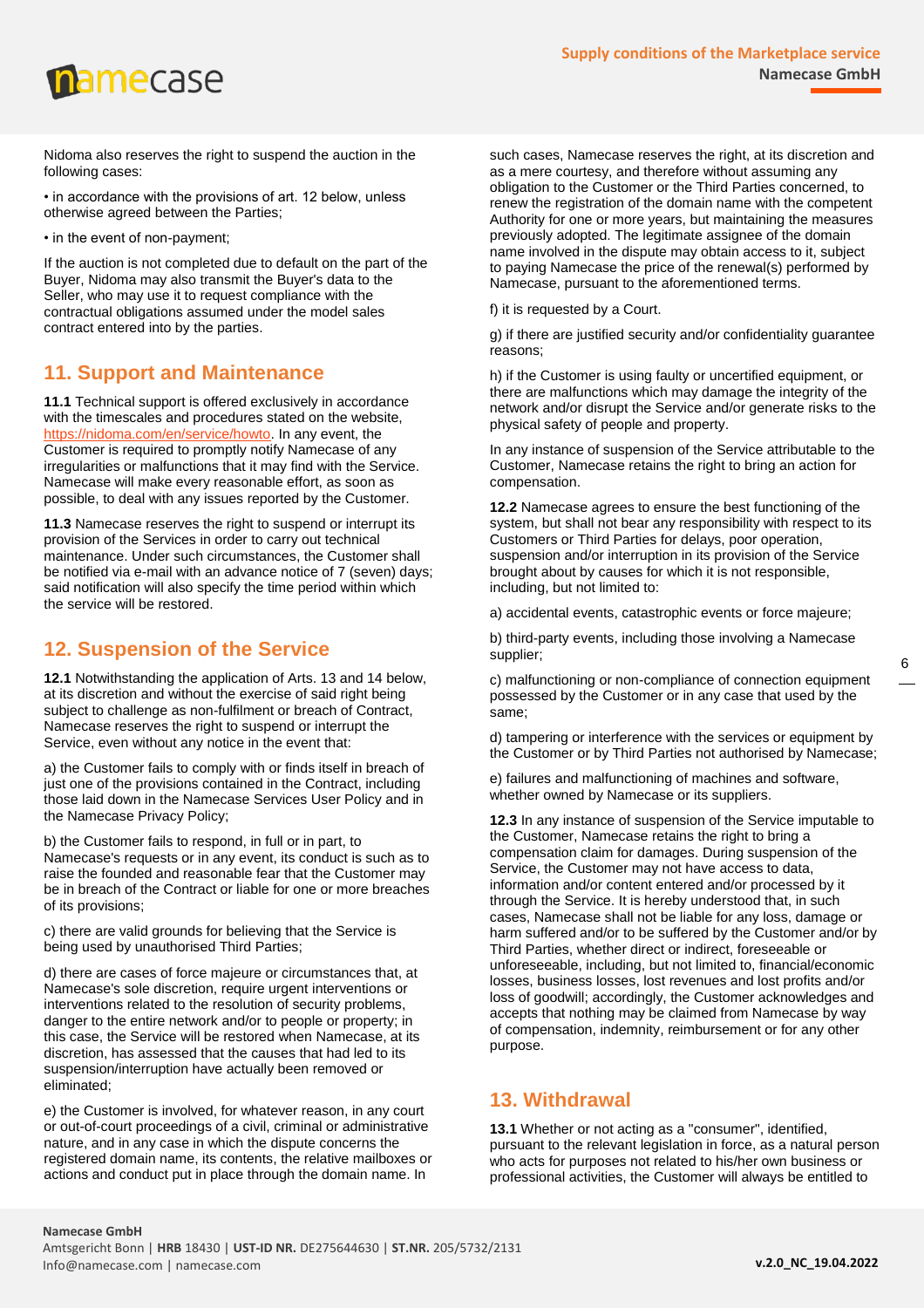Nidoma also reserves the right to suspend the auction in the following cases:

• in accordance with the provisions of art. 12 below, unless otherwise agreed between the Parties;

• in the event of non-payment;

If the auction is not completed due to default on the part of the Buyer, Nidoma may also transmit the Buyer's data to the Seller, who may use it to request compliance with the contractual obligations assumed under the model sales contract entered into by the parties.

## 11. Support and Maintenance

**11.1** Technical support is offered exclusively in accordance with the timescales and procedures stated on the website, https://nidoma.com/en/service/howto. In any event, the Customer is required to promptly notify Namecase of any irregularities or malfunctions that it may find with the Service. Namecase will make every reasonable effort, as soon as possible, to deal with any issues reported by the Customer.

**11.3** Namecase reserves the right to suspend or interrupt its provision of the Services in order to carry out technical maintenance. Under such circumstances, the Customer shall be notified via e-mail with an advance notice of 7 (seven) days; said notification will also specify the time period within which the service will be restored.

## 12. Suspension of the Service

**12.1** Notwithstanding the application of Arts. 13 and 14 below, at its discretion and without the exercise of said right being subject to challenge as non-fulfilment or breach of Contract, Namecase reserves the right to suspend or interrupt the Service, even without any notice in the event that:

a) the Customer fails to comply with or finds itself in breach of just one of the provisions contained in the Contract, including those laid down in the Namecase Services User Policy and in the Namecase Privacy Policy;

b) the Customer fails to respond, in full or in part, to Namecase's requests or in any event, its conduct is such as to raise the founded and reasonable fear that the Customer may be in breach of the Contract or liable for one or more breaches of its provisions;

c) there are valid grounds for believing that the Service is being used by unauthorised Third Parties;

d) there are cases of force majeure or circumstances that, at Namecase's sole discretion, require urgent interventions or interventions related to the resolution of security problems, danger to the entire network and/or to people or property; in this case, the Service will be restored when Namecase, at its discretion, has assessed that the causes that had led to its suspension/interruption have actually been removed or eliminated;

e) the Customer is involved, for whatever reason, in any court or out-of-court proceedings of a civil, criminal or administrative nature, and in any case in which the dispute concerns the registered domain name, its contents, the relative mailboxes or actions and conduct put in place through the domain name. In such cases, Namecase reserves the right, at its discretion and as a mere courtesy, and therefore without assuming any obligation to the Customer or the Third Parties concerned, to renew the registration of the domain name with the competent Authority for one or more years, but maintaining the measures previously adopted. The legitimate assignee of the domain name involved in the dispute may obtain access to it, subject to paying Namecase the price of the renewal(s) performed by Namecase, pursuant to the aforementioned terms.

f) it is requested by a Court.

g) if there are justified security and/or confidentiality guarantee reasons;

h) if the Customer is using faulty or uncertified equipment, or there are malfunctions which may damage the integrity of the network and/or disrupt the Service and/or generate risks to the physical safety of people and property.

In any instance of suspension of the Service attributable to the Customer, Namecase retains the right to bring an action for compensation.

**12.2** Namecase agrees to ensure the best functioning of the system, but shall not bear any responsibility with respect to its Customers or Third Parties for delays, poor operation, suspension and/or interruption in its provision of the Service brought about by causes for which it is not responsible, including, but not limited to:

a) accidental events, catastrophic events or force majeure;

b) third-party events, including those involving a Namecase supplier;

c) malfunctioning or non-compliance of connection equipment possessed by the Customer or in any case that used by the same;

d) tampering or interference with the services or equipment by the Customer or by Third Parties not authorised by Namecase;

e) failures and malfunctioning of machines and software, whether owned by Namecase or its suppliers.

**12.3** In any instance of suspension of the Service imputable to the Customer, Namecase retains the right to bring a compensation claim for damages. During suspension of the Service, the Customer may not have access to data, information and/or content entered and/or processed by it through the Service. It is hereby understood that, in such cases, Namecase shall not be liable for any loss, damage or harm suffered and/or to be suffered by the Customer and/or by Third Parties, whether direct or indirect, foreseeable or unforeseeable, including, but not limited to, financial/economic losses, business losses, lost revenues and lost profits and/or loss of goodwill; accordingly, the Customer acknowledges and accepts that nothing may be claimed from Namecase by way of compensation, indemnity, reimbursement or for any other purpose.

## 13. Withdrawal

**13.1** Whether or not acting as a "consumer", identified, pursuant to the relevant legislation in force, as a natural person who acts for purposes not related to his/her own business or professional activities, the Customer will always be entitled to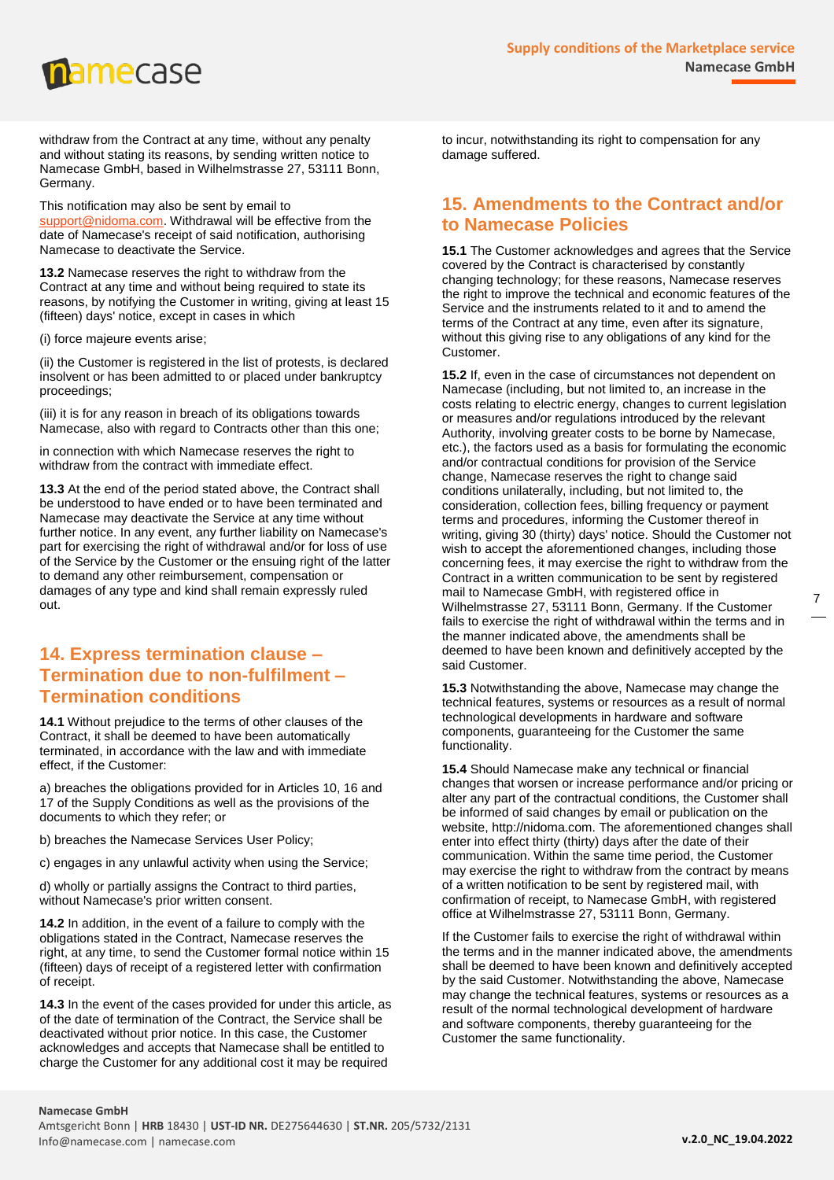withdraw from the Contract at any time, without any penalty and without stating its reasons, by sending written notice to Namecase GmbH, based in Wilhelmstrasse 27, 53111 Bonn, Germany.

This notification may also be sent by email to support@nidoma.com. Withdrawal will be effective from the date of Namecase's receipt of said notification, authorising Namecase to deactivate the Service.

**13.2** Namecase reserves the right to withdraw from the Contract at any time and without being required to state its reasons, by notifying the Customer in writing, giving at least 15 (fifteen) days' notice, except in cases in which

(i) force majeure events arise;

(ii) the Customer is registered in the list of protests, is declared insolvent or has been admitted to or placed under bankruptcy proceedings;

(iii) it is for any reason in breach of its obligations towards Namecase, also with regard to Contracts other than this one;

in connection with which Namecase reserves the right to withdraw from the contract with immediate effect.

**13.3** At the end of the period stated above, the Contract shall be understood to have ended or to have been terminated and Namecase may deactivate the Service at any time without further notice. In any event, any further liability on Namecase's part for exercising the right of withdrawal and/or for loss of use of the Service by the Customer or the ensuing right of the latter to demand any other reimbursement, compensation or damages of any type and kind shall remain expressly ruled out.

## 14. Express termination clause – Termination due to non-fulfilment – Termination conditions

**14.1** Without prejudice to the terms of other clauses of the Contract, it shall be deemed to have been automatically terminated, in accordance with the law and with immediate effect, if the Customer:

a) breaches the obligations provided for in Articles 10, 16 and 17 of the Supply Conditions as well as the provisions of the documents to which they refer; or

b) breaches the Namecase Services User Policy;

c) engages in any unlawful activity when using the Service;

d) wholly or partially assigns the Contract to third parties, without Namecase's prior written consent.

**14.2** In addition, in the event of a failure to comply with the obligations stated in the Contract, Namecase reserves the right, at any time, to send the Customer formal notice within 15 (fifteen) days of receipt of a registered letter with confirmation of receipt.

**14.3** In the event of the cases provided for under this article, as of the date of termination of the Contract, the Service shall be deactivated without prior notice. In this case, the Customer acknowledges and accepts that Namecase shall be entitled to charge the Customer for any additional cost it may be required to incur, notwithstanding its right to compensation for any damage suffered.

## 15. Amendments to the Contract and/or to Namecase Policies

**15.1** The Customer acknowledges and agrees that the Service covered by the Contract is characterised by constantly changing technology; for these reasons, Namecase reserves the right to improve the technical and economic features of the Service and the instruments related to it and to amend the terms of the Contract at any time, even after its signature, without this giving rise to any obligations of any kind for the Customer.

**15.2** If, even in the case of circumstances not dependent on Namecase (including, but not limited to, an increase in the costs relating to electric energy, changes to current legislation or measures and/or regulations introduced by the relevant Authority, involving greater costs to be borne by Namecase, etc.), the factors used as a basis for formulating the economic and/or contractual conditions for provision of the Service change, Namecase reserves the right to change said conditions unilaterally, including, but not limited to, the consideration, collection fees, billing frequency or payment terms and procedures, informing the Customer thereof in writing, giving 30 (thirty) days' notice. Should the Customer not wish to accept the aforementioned changes, including those concerning fees, it may exercise the right to withdraw from the Contract in a written communication to be sent by registered mail to Namecase GmbH, with registered office in Wilhelmstrasse 27, 53111 Bonn, Germany. If the Customer fails to exercise the right of withdrawal within the terms and in the manner indicated above, the amendments shall be deemed to have been known and definitively accepted by the said Customer.

**15.3** Notwithstanding the above, Namecase may change the technical features, systems or resources as a result of normal technological developments in hardware and software components, guaranteeing for the Customer the same functionality.

**15.4** Should Namecase make any technical or financial changes that worsen or increase performance and/or pricing or alter any part of the contractual conditions, the Customer shall be informed of said changes by email or publication on the website, http://nidoma.com. The aforementioned changes shall enter into effect thirty (thirty) days after the date of their communication. Within the same time period, the Customer may exercise the right to withdraw from the contract by means of a written notification to be sent by registered mail, with confirmation of receipt, to Namecase GmbH, with registered office at Wilhelmstrasse 27, 53111 Bonn, Germany.

If the Customer fails to exercise the right of withdrawal within the terms and in the manner indicated above, the amendments shall be deemed to have been known and definitively accepted by the said Customer. Notwithstanding the above, Namecase may change the technical features, systems or resources as a result of the normal technological development of hardware and software components, thereby guaranteeing for the Customer the same functionality.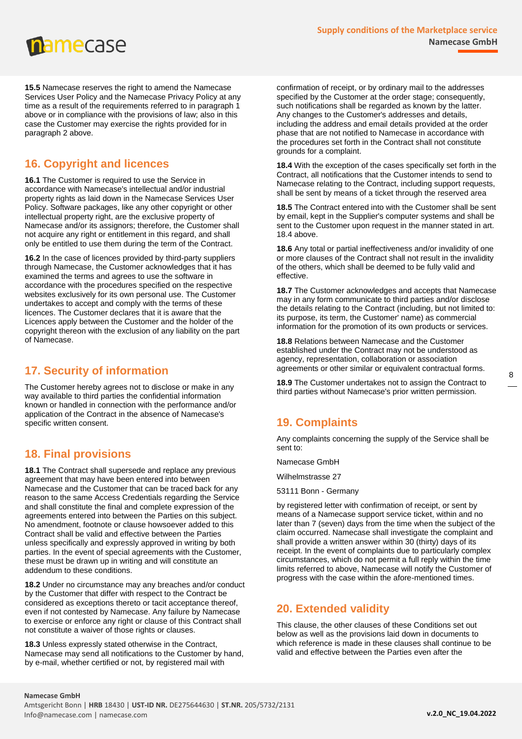**15.5** Namecase reserves the right to amend the Namecase Services User Policy and the Namecase Privacy Policy at any time as a result of the requirements referred to in paragraph 1 above or in compliance with the provisions of law; also in this case the Customer may exercise the rights provided for in paragraph 2 above.

## 16. Copyright and licences

**16.1** The Customer is required to use the Service in accordance with Namecase's intellectual and/or industrial property rights as laid down in the Namecase Services User Policy. Software packages, like any other copyright or other intellectual property right, are the exclusive property of Namecase and/or its assignors; therefore, the Customer shall not acquire any right or entitlement in this regard, and shall only be entitled to use them during the term of the Contract.

**16.2** In the case of licences provided by third-party suppliers through Namecase, the Customer acknowledges that it has examined the terms and agrees to use the software in accordance with the procedures specified on the respective websites exclusively for its own personal use. The Customer undertakes to accept and comply with the terms of these licences. The Customer declares that it is aware that the Licences apply between the Customer and the holder of the copyright thereon with the exclusion of any liability on the part of Namecase.

## 17. Security of information

The Customer hereby agrees not to disclose or make in any way available to third parties the confidential information known or handled in connection with the performance and/or application of the Contract in the absence of Namecase's specific written consent.

## 18. Final provisions

**18.1** The Contract shall supersede and replace any previous agreement that may have been entered into between Namecase and the Customer that can be traced back for any reason to the same Access Credentials regarding the Service and shall constitute the final and complete expression of the agreements entered into between the Parties on this subject. No amendment, footnote or clause howsoever added to this Contract shall be valid and effective between the Parties unless specifically and expressly approved in writing by both parties. In the event of special agreements with the Customer, these must be drawn up in writing and will constitute an addendum to these conditions.

**18.2** Under no circumstance may any breaches and/or conduct by the Customer that differ with respect to the Contract be considered as exceptions thereto or tacit acceptance thereof, even if not contested by Namecase. Any failure by Namecase to exercise or enforce any right or clause of this Contract shall not constitute a waiver of those rights or clauses.

**18.3** Unless expressly stated otherwise in the Contract, Namecase may send all notifications to the Customer by hand, by e-mail, whether certified or not, by registered mail with confirmation of receipt, or by ordinary mail to the addresses specified by the Customer at the order stage; consequently, such notifications shall be regarded as known by the latter. Any changes to the Customer's addresses and details, including the address and email details provided at the order phase that are not notified to Namecase in accordance with the procedures set forth in the Contract shall not constitute grounds for a complaint.

**18.4** With the exception of the cases specifically set forth in the Contract, all notifications that the Customer intends to send to Namecase relating to the Contract, including support requests, shall be sent by means of a ticket through the reserved area

**18.5** The Contract entered into with the Customer shall be sent by email, kept in the Supplier's computer systems and shall be sent to the Customer upon request in the manner stated in art. 18.4 above.

**18.6** Any total or partial ineffectiveness and/or invalidity of one or more clauses of the Contract shall not result in the invalidity of the others, which shall be deemed to be fully valid and effective.

**18.7** The Customer acknowledges and accepts that Namecase may in any form communicate to third parties and/or disclose the details relating to the Contract (including, but not limited to: its purpose, its term, the Customer' name) as commercial information for the promotion of its own products or services.

**18.8** Relations between Namecase and the Customer established under the Contract may not be understood as agency, representation, collaboration or association agreements or other similar or equivalent contractual forms.

**18.9** The Customer undertakes not to assign the Contract to third parties without Namecase's prior written permission.

## 19. Complaints

Any complaints concerning the supply of the Service shall be sent to:

Namecase GmbH

Wilhelmstrasse 27

53111 Bonn - Germany

by registered letter with confirmation of receipt, or sent by means of a Namecase support service ticket, within and no later than 7 (seven) days from the time when the subject of the claim occurred. Namecase shall investigate the complaint and shall provide a written answer within 30 (thirty) days of its receipt. In the event of complaints due to particularly complex circumstances, which do not permit a full reply within the time limits referred to above, Namecase will notify the Customer of progress with the case within the afore-mentioned times.

## 20. Extended validity

This clause, the other clauses of these Conditions set out below as well as the provisions laid down in documents to which reference is made in these clauses shall continue to be valid and effective between the Parties even after the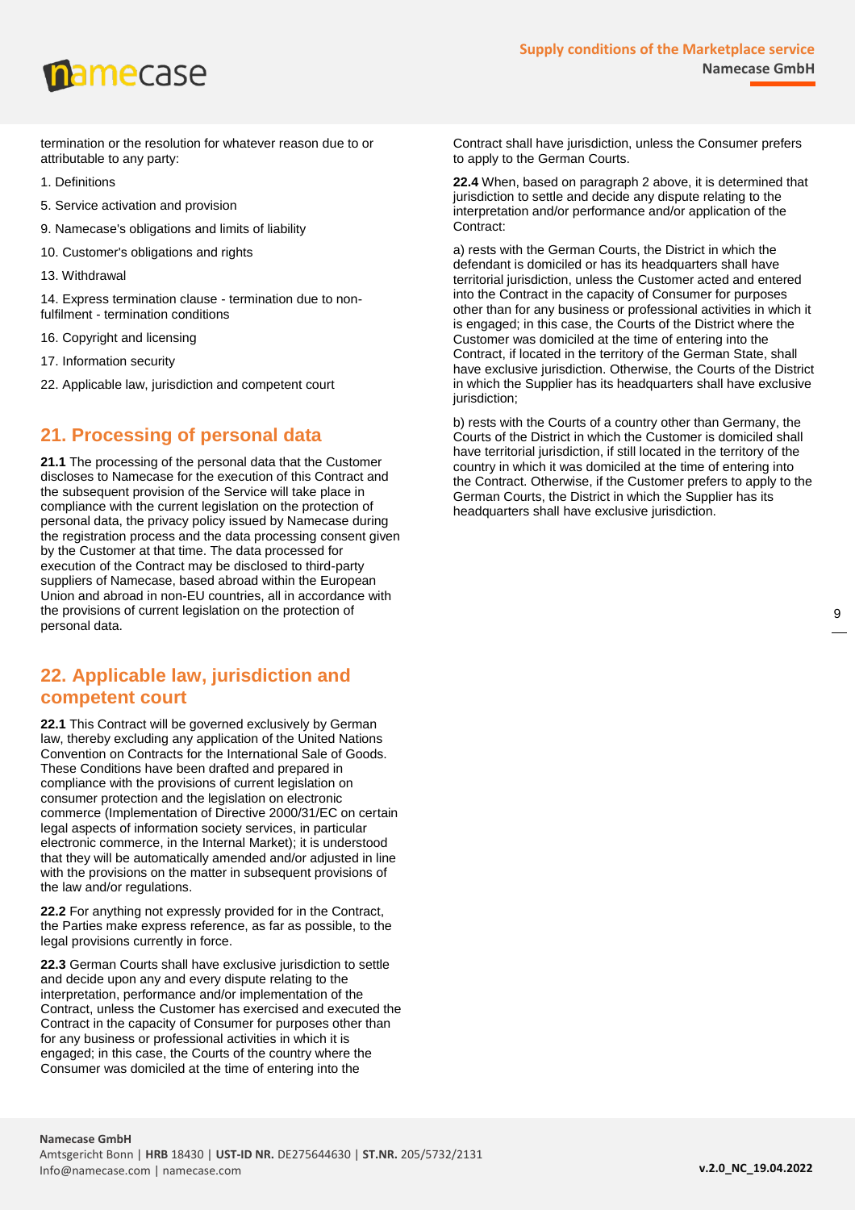termination or the resolution for whatever reason due to or attributable to any party:

1. Definitions

5. Service activation and provision

9. Namecase's obligations and limits of liability

10. Customer's obligations and rights

13. Withdrawal

14. Express termination clause - termination due to non-fulfilment - termination conditions

16. Copyright and licensing

17. Information security

22. Applicable law, jurisdiction and competent court

## 21. Processing of personal data

**21.1** The processing of the personal data that the Customer discloses to Namecase for the execution of this Contract and the subsequent provision of the Service will take place in compliance with the current legislation on the protection of personal data, the privacy policy issued by Namecase during the registration process and the data processing consent given by the Customer at that time. The data processed for execution of the Contract may be disclosed to third-party suppliers of Namecase, based abroad within the European Union and abroad in non-EU countries, all in accordance with the provisions of current legislation on the protection of personal data.

## 22. Applicable law, jurisdiction and competent court

**22.1** This Contract will be governed exclusively by German law, thereby excluding any application of the United Nations Convention on Contracts for the International Sale of Goods. These Conditions have been drafted and prepared in compliance with the provisions of current legislation on consumer protection and the legislation on electronic commerce (Implementation of Directive 2000/31/EC on certain legal aspects of information society services, in particular electronic commerce, in the Internal Market); it is understood that they will be automatically amended and/or adjusted in line with the provisions on the matter in subsequent provisions of the law and/or regulations.

**22.2** For anything not expressly provided for in the Contract, the Parties make express reference, as far as possible, to the legal provisions currently in force.

**22.3** German Courts shall have exclusive jurisdiction to settle and decide upon any and every dispute relating to the interpretation, performance and/or implementation of the Contract, unless the Customer has exercised and executed the Contract in the capacity of Consumer for purposes other than for any business or professional activities in which it is engaged; in this case, the Courts of the country where the Consumer was domiciled at the time of entering into the Contract shall have jurisdiction, unless the Consumer prefers to apply to the German Courts.

**22.4** When, based on paragraph 2 above, it is determined that jurisdiction to settle and decide any dispute relating to the interpretation and/or performance and/or application of the Contract:

a) rests with the German Courts, the District in which the defendant is domiciled or has its headquarters shall have territorial jurisdiction, unless the Customer acted and entered into the Contract in the capacity of Consumer for purposes other than for any business or professional activities in which it is engaged; in this case, the Courts of the District where the Customer was domiciled at the time of entering into the Contract, if located in the territory of the German State, shall have exclusive jurisdiction. Otherwise, the Courts of the District in which the Supplier has its headquarters shall have exclusive jurisdiction;

b) rests with the Courts of a country other than Germany, the Courts of the District in which the Customer is domiciled shall have territorial jurisdiction, if still located in the territory of the country in which it was domiciled at the time of entering into the Contract. Otherwise, if the Customer prefers to apply to the German Courts, the District in which the Supplier has its headquarters shall have exclusive jurisdiction.